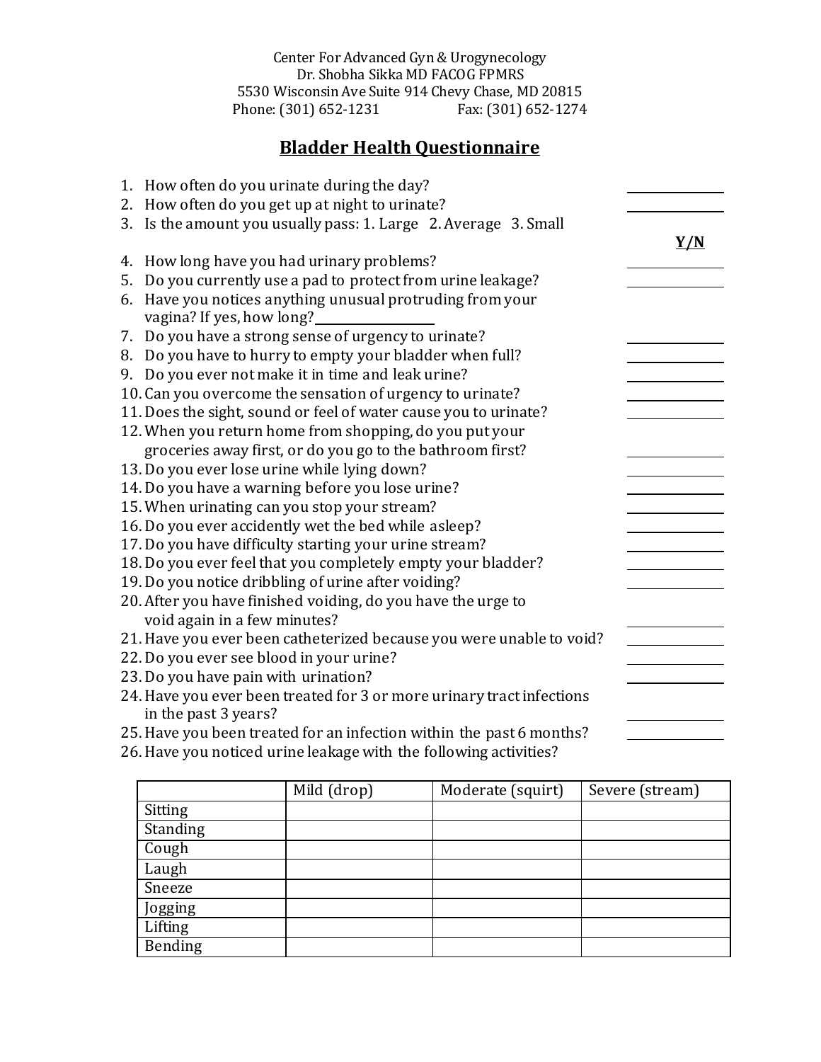Center For Advanced Gyn & Urogynecology
Dr. Shobha Sikka MD FACOG FPMRS
5530 Wisconsin Ave Suite 914 Chevy Chase, MD 20815
Phone: (301) 652-1231 Fax: (301) 652-1274

# Bladder Health Questionnaire

1. How often do you urinate during the day? ____________
2. How often do you get up at night to urinate? ____________
3. Is the amount you usually pass: 1. Large 2. Average 3. Small

**Y/N**

4. How long have you had urinary problems? ____________
5. Do you currently use a pad to protect from urine leakage? ____________
6. Have you notices anything unusual protruding from your vagina? If yes, how long? ____________
7. Do you have a strong sense of urgency to urinate? ____________
8. Do you have to hurry to empty your bladder when full? ____________
9. Do you ever not make it in time and leak urine? ____________
10. Can you overcome the sensation of urgency to urinate? ____________
11. Does the sight, sound or feel of water cause you to urinate? ____________
12. When you return home from shopping, do you put your groceries away first, or do you go to the bathroom first? ____________
13. Do you ever lose urine while lying down? ____________
14. Do you have a warning before you lose urine? ____________
15. When urinating can you stop your stream? ____________
16. Do you ever accidently wet the bed while asleep? ____________
17. Do you have difficulty starting your urine stream? ____________
18. Do you ever feel that you completely empty your bladder? ____________
19. Do you notice dribbling of urine after voiding? ____________
20. After you have finished voiding, do you have the urge to void again in a few minutes? ____________
21. Have you ever been catheterized because you were unable to void? ____________
22. Do you ever see blood in your urine? ____________
23. Do you have pain with urination? ____________
24. Have you ever been treated for 3 or more urinary tract infections in the past 3 years? ____________
25. Have you been treated for an infection within the past 6 months? ____________
26. Have you noticed urine leakage with the following activities?

| | Mild (drop) | Moderate (squirt) | Severe (stream) |
|---|---|---|---|
| Sitting | | | |
| Standing | | | |
| Cough | | | |
| Laugh | | | |
| Sneeze | | | |
| Jogging | | | |
| Lifting | | | |
| Bending | | | |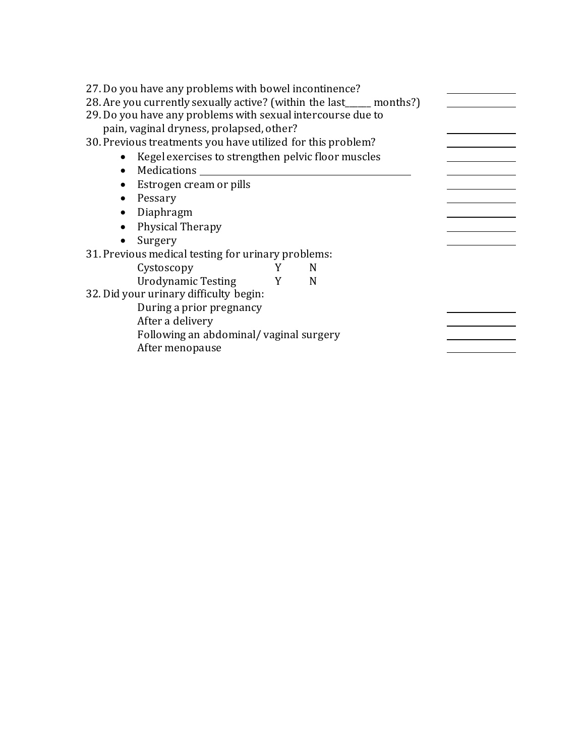27. Do you have any problems with bowel incontinence? ____________
28. Are you currently sexually active? (within the last_____ months?) ____________
29. Do you have any problems with sexual intercourse due to pain, vaginal dryness, prolapsed, other? ____________
30. Previous treatments you have utilized for this problem? ____________
    - Kegel exercises to strengthen pelvic floor muscles ____________
    - Medications ________________________________________ ____________
    - Estrogen cream or pills ____________
    - Pessary ____________
    - Diaphragm ____________
    - Physical Therapy ____________
    - Surgery ____________
31. Previous medical testing for urinary problems:

    Cystoscopy Y N

    Urodynamic Testing Y N
32. Did your urinary difficulty begin:

    During a prior pregnancy ____________

    After a delivery ____________

    Following an abdominal/ vaginal surgery ____________

    After menopause ____________